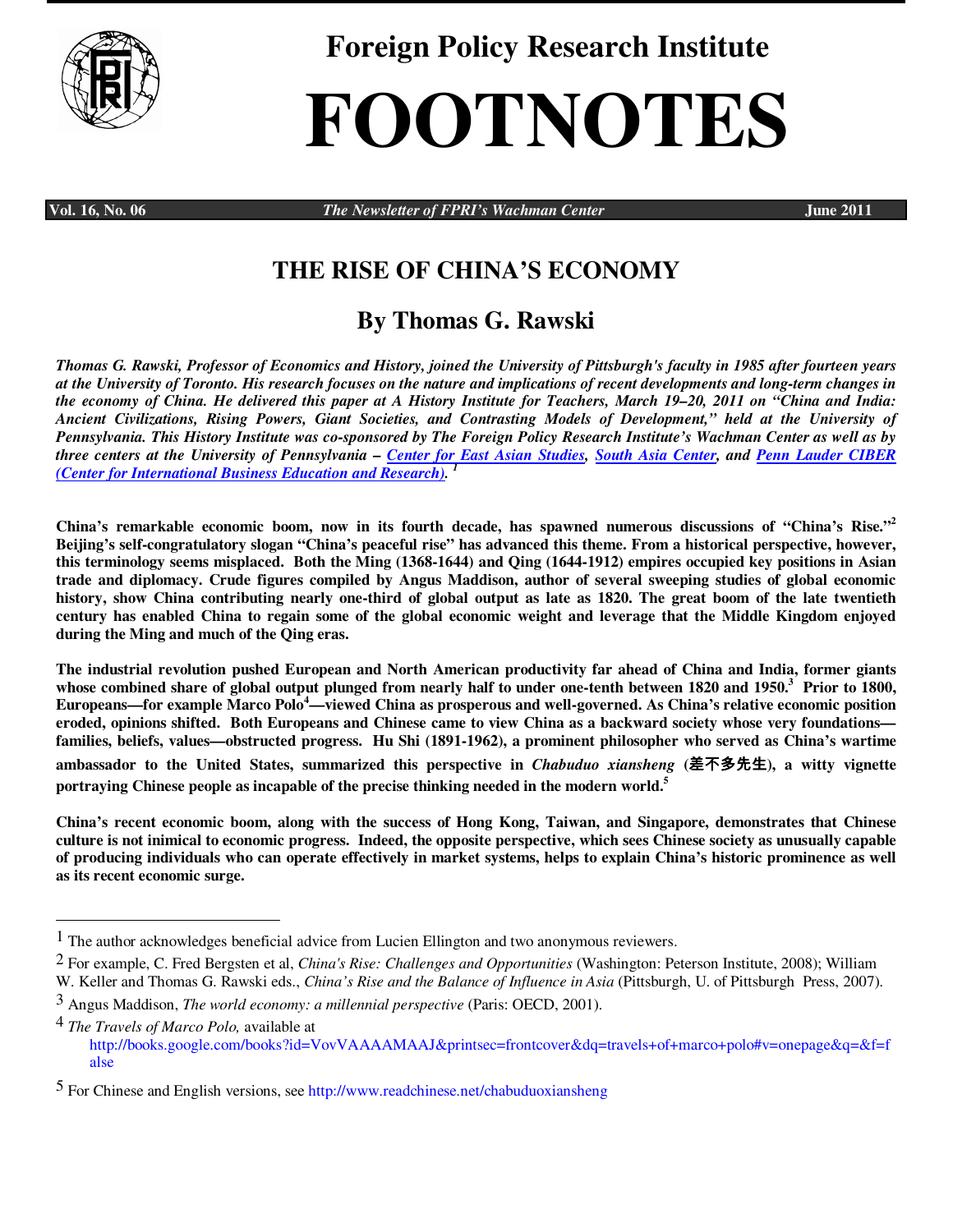# Foreign Policy Research Institute

# FOOTNOTES

**Vol. 16, No. 06** *The Newsletter of FPRI's Wachman Center* **June 2011**

## THE RISE OF CHINA'S ECONOMY

## By Thomas G. Rawski

***Thomas G. Rawski, Professor of Economics and History, joined the University of Pittsburgh's faculty in 1985 after fourteen years at the University of Toronto. His research focuses on the nature and implications of recent developments and long-term changes in the economy of China. He delivered this paper at A History Institute for Teachers, March 19–20, 2011 on "China and India: Ancient Civilizations, Rising Powers, Giant Societies, and Contrasting Models of Development," held at the University of Pennsylvania. This History Institute was co-sponsored by The Foreign Policy Research Institute's Wachman Center as well as by three centers at the University of Pennsylvania – Center for East Asian Studies, South Asia Center, and Penn Lauder CIBER (Center for International Business Education and Research).*** [1]

**China's remarkable economic boom, now in its fourth decade, has spawned numerous discussions of "China's Rise."[2] Beijing's self-congratulatory slogan "China's peaceful rise" has advanced this theme. From a historical perspective, however, this terminology seems misplaced. Both the Ming (1368-1644) and Qing (1644-1912) empires occupied key positions in Asian trade and diplomacy. Crude figures compiled by Angus Maddison, author of several sweeping studies of global economic history, show China contributing nearly one-third of global output as late as 1820. The great boom of the late twentieth century has enabled China to regain some of the global economic weight and leverage that the Middle Kingdom enjoyed during the Ming and much of the Qing eras.**

**The industrial revolution pushed European and North American productivity far ahead of China and India, former giants whose combined share of global output plunged from nearly half to under one-tenth between 1820 and 1950.[3] Prior to 1800, Europeans—for example Marco Polo[4]—viewed China as prosperous and well-governed. As China's relative economic position eroded, opinions shifted. Both Europeans and Chinese came to view China as a backward society whose very foundations—families, beliefs, values—obstructed progress. Hu Shi (1891-1962), a prominent philosopher who served as China's wartime ambassador to the United States, summarized this perspective in *Chabuduo xiansheng* (差不多先生), a witty vignette portraying Chinese people as incapable of the precise thinking needed in the modern world.[5]**

**China's recent economic boom, along with the success of Hong Kong, Taiwan, and Singapore, demonstrates that Chinese culture is not inimical to economic progress. Indeed, the opposite perspective, which sees Chinese society as unusually capable of producing individuals who can operate effectively in market systems, helps to explain China's historic prominence as well as its recent economic surge.**

---

1 The author acknowledges beneficial advice from Lucien Ellington and two anonymous reviewers.

2 For example, C. Fred Bergsten et al, *China's Rise: Challenges and Opportunities* (Washington: Peterson Institute, 2008); William W. Keller and Thomas G. Rawski eds., *China's Rise and the Balance of Influence in Asia* (Pittsburgh, U. of Pittsburgh Press, 2007).

3 Angus Maddison, *The world economy: a millennial perspective* (Paris: OECD, 2001).

4 *The Travels of Marco Polo,* available at http://books.google.com/books?id=VovVAAAAMAAJ&printsec=frontcover&dq=travels+of+marco+polo#v=onepage&q=&f=false

5 For Chinese and English versions, see http://www.readchinese.net/chabuduoxiansheng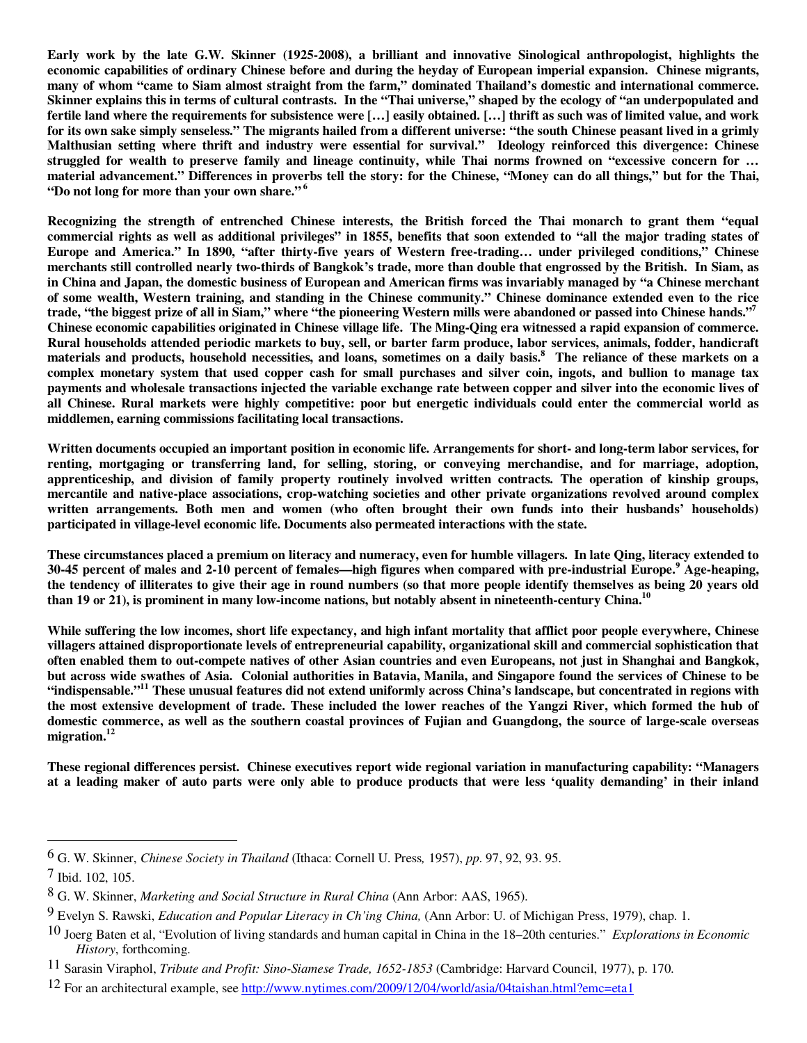**Early work by the late G.W. Skinner (1925-2008), a brilliant and innovative Sinological anthropologist, highlights the economic capabilities of ordinary Chinese before and during the heyday of European imperial expansion. Chinese migrants, many of whom "came to Siam almost straight from the farm," dominated Thailand's domestic and international commerce. Skinner explains this in terms of cultural contrasts. In the "Thai universe," shaped by the ecology of "an underpopulated and fertile land where the requirements for subsistence were […] easily obtained. […] thrift as such was of limited value, and work for its own sake simply senseless." The migrants hailed from a different universe: "the south Chinese peasant lived in a grimly Malthusian setting where thrift and industry were essential for survival." Ideology reinforced this divergence: Chinese struggled for wealth to preserve family and lineage continuity, while Thai norms frowned on "excessive concern for … material advancement." Differences in proverbs tell the story: for the Chinese, "Money can do all things," but for the Thai, "Do not long for more than your own share."[6]**

**Recognizing the strength of entrenched Chinese interests, the British forced the Thai monarch to grant them "equal commercial rights as well as additional privileges" in 1855, benefits that soon extended to "all the major trading states of Europe and America." In 1890, "after thirty-five years of Western free-trading… under privileged conditions," Chinese merchants still controlled nearly two-thirds of Bangkok's trade, more than double that engrossed by the British. In Siam, as in China and Japan, the domestic business of European and American firms was invariably managed by "a Chinese merchant of some wealth, Western training, and standing in the Chinese community." Chinese dominance extended even to the rice trade, "the biggest prize of all in Siam," where "the pioneering Western mills were abandoned or passed into Chinese hands."[7] Chinese economic capabilities originated in Chinese village life. The Ming-Qing era witnessed a rapid expansion of commerce. Rural households attended periodic markets to buy, sell, or barter farm produce, labor services, animals, fodder, handicraft materials and products, household necessities, and loans, sometimes on a daily basis.[8] The reliance of these markets on a complex monetary system that used copper cash for small purchases and silver coin, ingots, and bullion to manage tax payments and wholesale transactions injected the variable exchange rate between copper and silver into the economic lives of all Chinese. Rural markets were highly competitive: poor but energetic individuals could enter the commercial world as middlemen, earning commissions facilitating local transactions.**

**Written documents occupied an important position in economic life. Arrangements for short- and long-term labor services, for renting, mortgaging or transferring land, for selling, storing, or conveying merchandise, and for marriage, adoption, apprenticeship, and division of family property routinely involved written contracts. The operation of kinship groups, mercantile and native-place associations, crop-watching societies and other private organizations revolved around complex written arrangements. Both men and women (who often brought their own funds into their husbands' households) participated in village-level economic life. Documents also permeated interactions with the state.**

**These circumstances placed a premium on literacy and numeracy, even for humble villagers. In late Qing, literacy extended to 30-45 percent of males and 2-10 percent of females—high figures when compared with pre-industrial Europe.[9] Age-heaping, the tendency of illiterates to give their age in round numbers (so that more people identify themselves as being 20 years old than 19 or 21), is prominent in many low-income nations, but notably absent in nineteenth-century China.[10]**

**While suffering the low incomes, short life expectancy, and high infant mortality that afflict poor people everywhere, Chinese villagers attained disproportionate levels of entrepreneurial capability, organizational skill and commercial sophistication that often enabled them to out-compete natives of other Asian countries and even Europeans, not just in Shanghai and Bangkok, but across wide swathes of Asia. Colonial authorities in Batavia, Manila, and Singapore found the services of Chinese to be "indispensable."[11] These unusual features did not extend uniformly across China's landscape, but concentrated in regions with the most extensive development of trade. These included the lower reaches of the Yangzi River, which formed the hub of domestic commerce, as well as the southern coastal provinces of Fujian and Guangdong, the source of large-scale overseas migration.[12]**

**These regional differences persist. Chinese executives report wide regional variation in manufacturing capability: "Managers at a leading maker of auto parts were only able to produce products that were less 'quality demanding' in their inland**

---

6 G. W. Skinner, *Chinese Society in Thailand* (Ithaca: Cornell U. Press, 1957), *pp*. 97, 92, 93. 95.

7 Ibid. 102, 105.

8 G. W. Skinner, *Marketing and Social Structure in Rural China* (Ann Arbor: AAS, 1965).

9 Evelyn S. Rawski, *Education and Popular Literacy in Ch'ing China,* (Ann Arbor: U. of Michigan Press, 1979), chap. 1.

10 Joerg Baten et al, "Evolution of living standards and human capital in China in the 18–20th centuries." *Explorations in Economic History*, forthcoming.

11 Sarasin Viraphol, *Tribute and Profit: Sino-Siamese Trade, 1652-1853* (Cambridge: Harvard Council, 1977), p. 170.

12 For an architectural example, see http://www.nytimes.com/2009/12/04/world/asia/04taishan.html?emc=eta1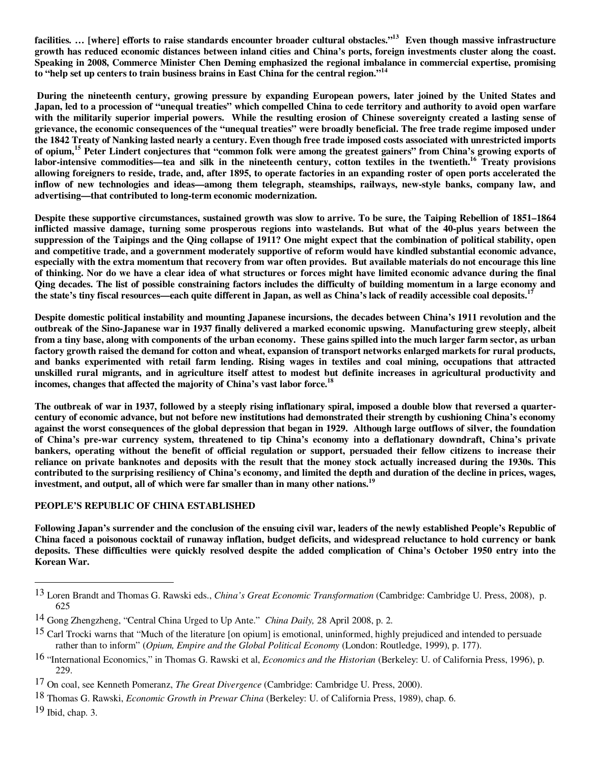**facilities. … [where] efforts to raise standards encounter broader cultural obstacles."[13] Even though massive infrastructure growth has reduced economic distances between inland cities and China's ports, foreign investments cluster along the coast. Speaking in 2008, Commerce Minister Chen Deming emphasized the regional imbalance in commercial expertise, promising to "help set up centers to train business brains in East China for the central region."[14]**

**During the nineteenth century, growing pressure by expanding European powers, later joined by the United States and Japan, led to a procession of "unequal treaties" which compelled China to cede territory and authority to avoid open warfare with the militarily superior imperial powers. While the resulting erosion of Chinese sovereignty created a lasting sense of grievance, the economic consequences of the "unequal treaties" were broadly beneficial. The free trade regime imposed under the 1842 Treaty of Nanking lasted nearly a century. Even though free trade imposed costs associated with unrestricted imports of opium,[15] Peter Lindert conjectures that "common folk were among the greatest gainers" from China's growing exports of labor-intensive commodities—tea and silk in the nineteenth century, cotton textiles in the twentieth.[16] Treaty provisions allowing foreigners to reside, trade, and, after 1895, to operate factories in an expanding roster of open ports accelerated the inflow of new technologies and ideas—among them telegraph, steamships, railways, new-style banks, company law, and advertising—that contributed to long-term economic modernization.**

**Despite these supportive circumstances, sustained growth was slow to arrive. To be sure, the Taiping Rebellion of 1851–1864 inflicted massive damage, turning some prosperous regions into wastelands. But what of the 40-plus years between the suppression of the Taipings and the Qing collapse of 1911? One might expect that the combination of political stability, open and competitive trade, and a government moderately supportive of reform would have kindled substantial economic advance, especially with the extra momentum that recovery from war often provides. But available materials do not encourage this line of thinking. Nor do we have a clear idea of what structures or forces might have limited economic advance during the final Qing decades. The list of possible constraining factors includes the difficulty of building momentum in a large economy and the state's tiny fiscal resources—each quite different in Japan, as well as China's lack of readily accessible coal deposits.[17]**

**Despite domestic political instability and mounting Japanese incursions, the decades between China's 1911 revolution and the outbreak of the Sino-Japanese war in 1937 finally delivered a marked economic upswing. Manufacturing grew steeply, albeit from a tiny base, along with components of the urban economy. These gains spilled into the much larger farm sector, as urban factory growth raised the demand for cotton and wheat, expansion of transport networks enlarged markets for rural products, and banks experimented with retail farm lending. Rising wages in textiles and coal mining, occupations that attracted unskilled rural migrants, and in agriculture itself attest to modest but definite increases in agricultural productivity and incomes, changes that affected the majority of China's vast labor force.[18]**

**The outbreak of war in 1937, followed by a steeply rising inflationary spiral, imposed a double blow that reversed a quarter-century of economic advance, but not before new institutions had demonstrated their strength by cushioning China's economy against the worst consequences of the global depression that began in 1929. Although large outflows of silver, the foundation of China's pre-war currency system, threatened to tip China's economy into a deflationary downdraft, China's private bankers, operating without the benefit of official regulation or support, persuaded their fellow citizens to increase their reliance on private banknotes and deposits with the result that the money stock actually increased during the 1930s. This contributed to the surprising resiliency of China's economy, and limited the depth and duration of the decline in prices, wages, investment, and output, all of which were far smaller than in many other nations.[19]**

## PEOPLE'S REPUBLIC OF CHINA ESTABLISHED

**Following Japan's surrender and the conclusion of the ensuing civil war, leaders of the newly established People's Republic of China faced a poisonous cocktail of runaway inflation, budget deficits, and widespread reluctance to hold currency or bank deposits. These difficulties were quickly resolved despite the added complication of China's October 1950 entry into the Korean War.**

---

[13] Loren Brandt and Thomas G. Rawski eds., *China's Great Economic Transformation* (Cambridge: Cambridge U. Press, 2008), p. 625

[14] Gong Zhengzheng, "Central China Urged to Up Ante." *China Daily,* 28 April 2008, p. 2.

[15] Carl Trocki warns that "Much of the literature [on opium] is emotional, uninformed, highly prejudiced and intended to persuade rather than to inform" (*Opium, Empire and the Global Political Economy* (London: Routledge, 1999), p. 177).

[16] "International Economics," in Thomas G. Rawski et al, *Economics and the Historian* (Berkeley: U. of California Press, 1996), p. 229.

[17] On coal, see Kenneth Pomeranz, *The Great Divergence* (Cambridge: Cambridge U. Press, 2000).

[18] Thomas G. Rawski, *Economic Growth in Prewar China* (Berkeley: U. of California Press, 1989), chap. 6.

[19] Ibid, chap. 3.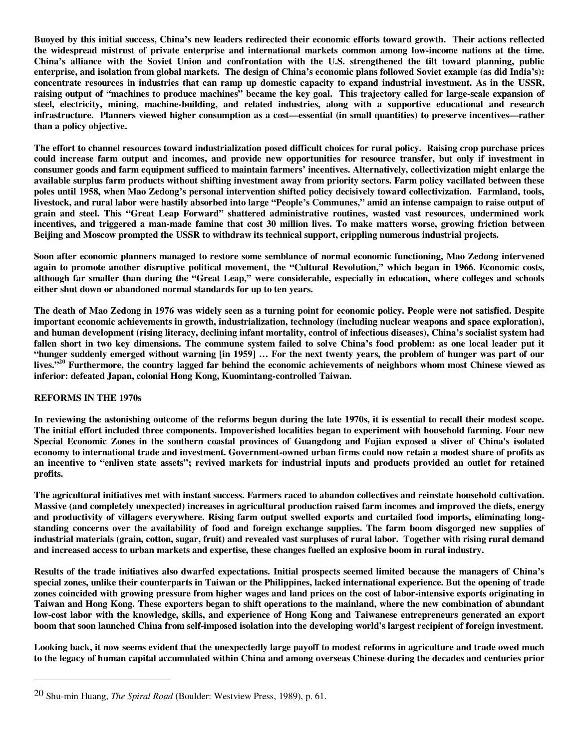Buoyed by this initial success, China's new leaders redirected their economic efforts toward growth. Their actions reflected the widespread mistrust of private enterprise and international markets common among low-income nations at the time. China's alliance with the Soviet Union and confrontation with the U.S. strengthened the tilt toward planning, public enterprise, and isolation from global markets. The design of China's economic plans followed Soviet example (as did India's): concentrate resources in industries that can ramp up domestic capacity to expand industrial investment. As in the USSR, raising output of "machines to produce machines" became the key goal. This trajectory called for large-scale expansion of steel, electricity, mining, machine-building, and related industries, along with a supportive educational and research infrastructure. Planners viewed higher consumption as a cost—essential (in small quantities) to preserve incentives—rather than a policy objective.

The effort to channel resources toward industrialization posed difficult choices for rural policy. Raising crop purchase prices could increase farm output and incomes, and provide new opportunities for resource transfer, but only if investment in consumer goods and farm equipment sufficed to maintain farmers' incentives. Alternatively, collectivization might enlarge the available surplus farm products without shifting investment away from priority sectors. Farm policy vacillated between these poles until 1958, when Mao Zedong's personal intervention shifted policy decisively toward collectivization. Farmland, tools, livestock, and rural labor were hastily absorbed into large "People's Communes," amid an intense campaign to raise output of grain and steel. This "Great Leap Forward" shattered administrative routines, wasted vast resources, undermined work incentives, and triggered a man-made famine that cost 30 million lives. To make matters worse, growing friction between Beijing and Moscow prompted the USSR to withdraw its technical support, crippling numerous industrial projects.

Soon after economic planners managed to restore some semblance of normal economic functioning, Mao Zedong intervened again to promote another disruptive political movement, the "Cultural Revolution," which began in 1966. Economic costs, although far smaller than during the "Great Leap," were considerable, especially in education, where colleges and schools either shut down or abandoned normal standards for up to ten years.

The death of Mao Zedong in 1976 was widely seen as a turning point for economic policy. People were not satisfied. Despite important economic achievements in growth, industrialization, technology (including nuclear weapons and space exploration), and human development (rising literacy, declining infant mortality, control of infectious diseases), China's socialist system had fallen short in two key dimensions. The commune system failed to solve China's food problem: as one local leader put it "hunger suddenly emerged without warning [in 1959] … For the next twenty years, the problem of hunger was part of our lives."[20] Furthermore, the country lagged far behind the economic achievements of neighbors whom most Chinese viewed as inferior: defeated Japan, colonial Hong Kong, Kuomintang-controlled Taiwan.

## REFORMS IN THE 1970s

In reviewing the astonishing outcome of the reforms begun during the late 1970s, it is essential to recall their modest scope. The initial effort included three components. Impoverished localities began to experiment with household farming. Four new Special Economic Zones in the southern coastal provinces of Guangdong and Fujian exposed a sliver of China's isolated economy to international trade and investment. Government-owned urban firms could now retain a modest share of profits as an incentive to "enliven state assets"; revived markets for industrial inputs and products provided an outlet for retained profits.

The agricultural initiatives met with instant success. Farmers raced to abandon collectives and reinstate household cultivation. Massive (and completely unexpected) increases in agricultural production raised farm incomes and improved the diets, energy and productivity of villagers everywhere. Rising farm output swelled exports and curtailed food imports, eliminating long-standing concerns over the availability of food and foreign exchange supplies. The farm boom disgorged new supplies of industrial materials (grain, cotton, sugar, fruit) and revealed vast surpluses of rural labor. Together with rising rural demand and increased access to urban markets and expertise, these changes fuelled an explosive boom in rural industry.

Results of the trade initiatives also dwarfed expectations. Initial prospects seemed limited because the managers of China's special zones, unlike their counterparts in Taiwan or the Philippines, lacked international experience. But the opening of trade zones coincided with growing pressure from higher wages and land prices on the cost of labor-intensive exports originating in Taiwan and Hong Kong. These exporters began to shift operations to the mainland, where the new combination of abundant low-cost labor with the knowledge, skills, and experience of Hong Kong and Taiwanese entrepreneurs generated an export boom that soon launched China from self-imposed isolation into the developing world's largest recipient of foreign investment.

Looking back, it now seems evident that the unexpectedly large payoff to modest reforms in agriculture and trade owed much to the legacy of human capital accumulated within China and among overseas Chinese during the decades and centuries prior

---

20 Shu-min Huang, *The Spiral Road* (Boulder: Westview Press, 1989), p. 61.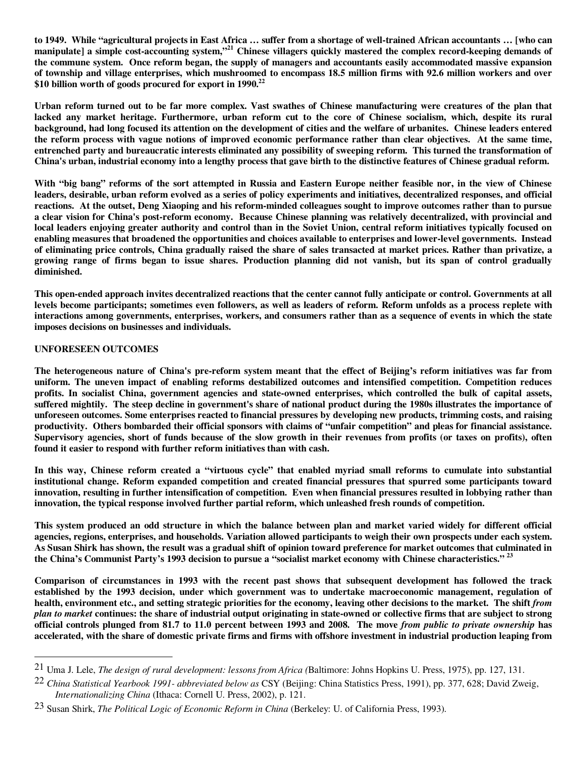**to 1949. While "agricultural projects in East Africa … suffer from a shortage of well-trained African accountants … [who can manipulate] a simple cost-accounting system,"[21] Chinese villagers quickly mastered the complex record-keeping demands of the commune system. Once reform began, the supply of managers and accountants easily accommodated massive expansion of township and village enterprises, which mushroomed to encompass 18.5 million firms with 92.6 million workers and over $10 billion worth of goods procured for export in 1990.[22]**

**Urban reform turned out to be far more complex. Vast swathes of Chinese manufacturing were creatures of the plan that lacked any market heritage. Furthermore, urban reform cut to the core of Chinese socialism, which, despite its rural background, had long focused its attention on the development of cities and the welfare of urbanites. Chinese leaders entered the reform process with vague notions of improved economic performance rather than clear objectives. At the same time, entrenched party and bureaucratic interests eliminated any possibility of sweeping reform. This turned the transformation of China's urban, industrial economy into a lengthy process that gave birth to the distinctive features of Chinese gradual reform.**

**With "big bang" reforms of the sort attempted in Russia and Eastern Europe neither feasible nor, in the view of Chinese leaders, desirable, urban reform evolved as a series of policy experiments and initiatives, decentralized responses, and official reactions. At the outset, Deng Xiaoping and his reform-minded colleagues sought to improve outcomes rather than to pursue a clear vision for China's post-reform economy. Because Chinese planning was relatively decentralized, with provincial and local leaders enjoying greater authority and control than in the Soviet Union, central reform initiatives typically focused on enabling measures that broadened the opportunities and choices available to enterprises and lower-level governments. Instead of eliminating price controls, China gradually raised the share of sales transacted at market prices. Rather than privatize, a growing range of firms began to issue shares. Production planning did not vanish, but its span of control gradually diminished.**

**This open-ended approach invites decentralized reactions that the center cannot fully anticipate or control. Governments at all levels become participants; sometimes even followers, as well as leaders of reform. Reform unfolds as a process replete with interactions among governments, enterprises, workers, and consumers rather than as a sequence of events in which the state imposes decisions on businesses and individuals.**

## UNFORESEEN OUTCOMES

**The heterogeneous nature of China's pre-reform system meant that the effect of Beijing's reform initiatives was far from uniform. The uneven impact of enabling reforms destabilized outcomes and intensified competition. Competition reduces profits. In socialist China, government agencies and state-owned enterprises, which controlled the bulk of capital assets, suffered mightily. The steep decline in government's share of national product during the 1980s illustrates the importance of unforeseen outcomes. Some enterprises reacted to financial pressures by developing new products, trimming costs, and raising productivity. Others bombarded their official sponsors with claims of "unfair competition" and pleas for financial assistance. Supervisory agencies, short of funds because of the slow growth in their revenues from profits (or taxes on profits), often found it easier to respond with further reform initiatives than with cash.**

**In this way, Chinese reform created a "virtuous cycle" that enabled myriad small reforms to cumulate into substantial institutional change. Reform expanded competition and created financial pressures that spurred some participants toward innovation, resulting in further intensification of competition. Even when financial pressures resulted in lobbying rather than innovation, the typical response involved further partial reform, which unleashed fresh rounds of competition.**

**This system produced an odd structure in which the balance between plan and market varied widely for different official agencies, regions, enterprises, and households. Variation allowed participants to weigh their own prospects under each system. As Susan Shirk has shown, the result was a gradual shift of opinion toward preference for market outcomes that culminated in the China's Communist Party's 1993 decision to pursue a "socialist market economy with Chinese characteristics."[23]**

**Comparison of circumstances in 1993 with the recent past shows that subsequent development has followed the track established by the 1993 decision, under which government was to undertake macroeconomic management, regulation of health, environment etc., and setting strategic priorities for the economy, leaving other decisions to the market. The shift *from plan to market* continues: the share of industrial output originating in state-owned or collective firms that are subject to strong official controls plunged from 81.7 to 11.0 percent between 1993 and 2008. The move *from public to private ownership* has accelerated, with the share of domestic private firms and firms with offshore investment in industrial production leaping from**

---

[21] Uma J. Lele, *The design of rural development: lessons from Africa (*Baltimore: Johns Hopkins U. Press, 1975), pp. 127, 131.

[22] *China Statistical Yearbook 1991- abbreviated below as* CSY (Beijing: China Statistics Press, 1991), pp. 377, 628; David Zweig, *Internationalizing China* (Ithaca: Cornell U. Press, 2002), p. 121.

[23] Susan Shirk, *The Political Logic of Economic Reform in China* (Berkeley: U. of California Press, 1993).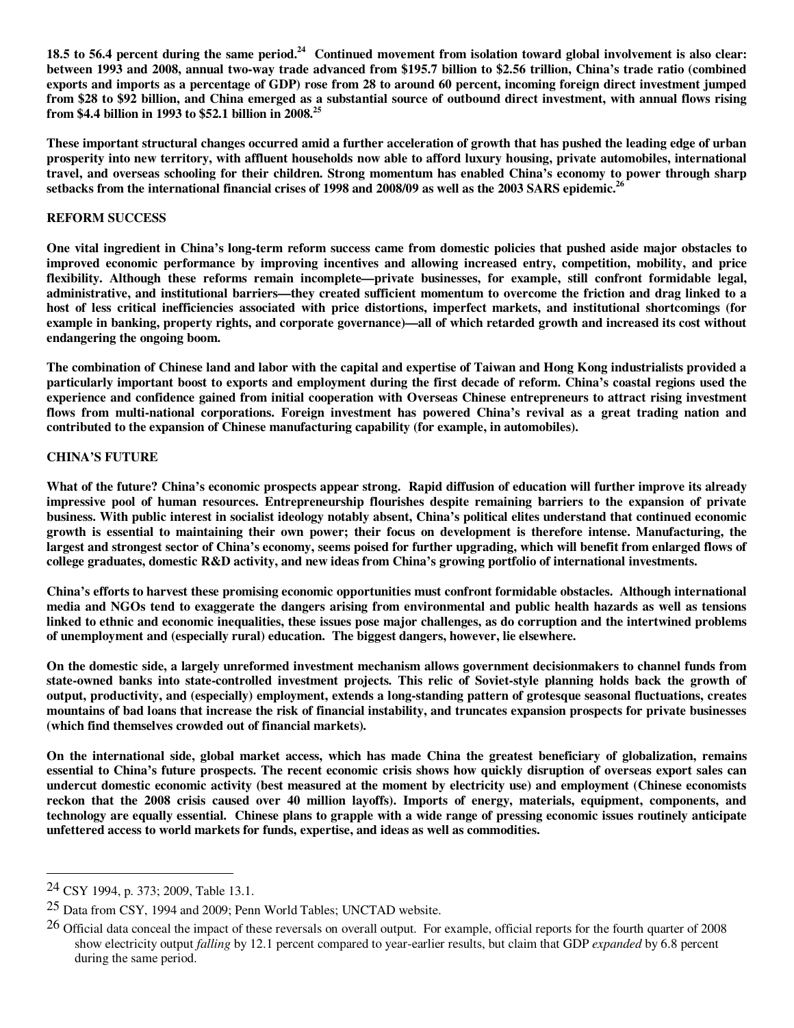**18.5 to 56.4 percent during the same period.[24] Continued movement from isolation toward global involvement is also clear: between 1993 and 2008, annual two-way trade advanced from $195.7 billion to $2.56 trillion, China's trade ratio (combined exports and imports as a percentage of GDP) rose from 28 to around 60 percent, incoming foreign direct investment jumped from $28 to $92 billion, and China emerged as a substantial source of outbound direct investment, with annual flows rising from $4.4 billion in 1993 to $52.1 billion in 2008.[25]**

**These important structural changes occurred amid a further acceleration of growth that has pushed the leading edge of urban prosperity into new territory, with affluent households now able to afford luxury housing, private automobiles, international travel, and overseas schooling for their children. Strong momentum has enabled China's economy to power through sharp setbacks from the international financial crises of 1998 and 2008/09 as well as the 2003 SARS epidemic.[26]**

## REFORM SUCCESS

**One vital ingredient in China's long-term reform success came from domestic policies that pushed aside major obstacles to improved economic performance by improving incentives and allowing increased entry, competition, mobility, and price flexibility. Although these reforms remain incomplete—private businesses, for example, still confront formidable legal, administrative, and institutional barriers—they created sufficient momentum to overcome the friction and drag linked to a host of less critical inefficiencies associated with price distortions, imperfect markets, and institutional shortcomings (for example in banking, property rights, and corporate governance)—all of which retarded growth and increased its cost without endangering the ongoing boom.**

**The combination of Chinese land and labor with the capital and expertise of Taiwan and Hong Kong industrialists provided a particularly important boost to exports and employment during the first decade of reform. China's coastal regions used the experience and confidence gained from initial cooperation with Overseas Chinese entrepreneurs to attract rising investment flows from multi-national corporations. Foreign investment has powered China's revival as a great trading nation and contributed to the expansion of Chinese manufacturing capability (for example, in automobiles).**

## CHINA'S FUTURE

**What of the future? China's economic prospects appear strong. Rapid diffusion of education will further improve its already impressive pool of human resources. Entrepreneurship flourishes despite remaining barriers to the expansion of private business. With public interest in socialist ideology notably absent, China's political elites understand that continued economic growth is essential to maintaining their own power; their focus on development is therefore intense. Manufacturing, the largest and strongest sector of China's economy, seems poised for further upgrading, which will benefit from enlarged flows of college graduates, domestic R&D activity, and new ideas from China's growing portfolio of international investments.**

**China's efforts to harvest these promising economic opportunities must confront formidable obstacles. Although international media and NGOs tend to exaggerate the dangers arising from environmental and public health hazards as well as tensions linked to ethnic and economic inequalities, these issues pose major challenges, as do corruption and the intertwined problems of unemployment and (especially rural) education. The biggest dangers, however, lie elsewhere.**

**On the domestic side, a largely unreformed investment mechanism allows government decisionmakers to channel funds from state-owned banks into state-controlled investment projects. This relic of Soviet-style planning holds back the growth of output, productivity, and (especially) employment, extends a long-standing pattern of grotesque seasonal fluctuations, creates mountains of bad loans that increase the risk of financial instability, and truncates expansion prospects for private businesses (which find themselves crowded out of financial markets).**

**On the international side, global market access, which has made China the greatest beneficiary of globalization, remains essential to China's future prospects. The recent economic crisis shows how quickly disruption of overseas export sales can undercut domestic economic activity (best measured at the moment by electricity use) and employment (Chinese economists reckon that the 2008 crisis caused over 40 million layoffs). Imports of energy, materials, equipment, components, and technology are equally essential. Chinese plans to grapple with a wide range of pressing economic issues routinely anticipate unfettered access to world markets for funds, expertise, and ideas as well as commodities.**

---

[24] CSY 1994, p. 373; 2009, Table 13.1.

[25] Data from CSY, 1994 and 2009; Penn World Tables; UNCTAD website.

[26] Official data conceal the impact of these reversals on overall output. For example, official reports for the fourth quarter of 2008 show electricity output *falling* by 12.1 percent compared to year-earlier results, but claim that GDP *expanded* by 6.8 percent during the same period.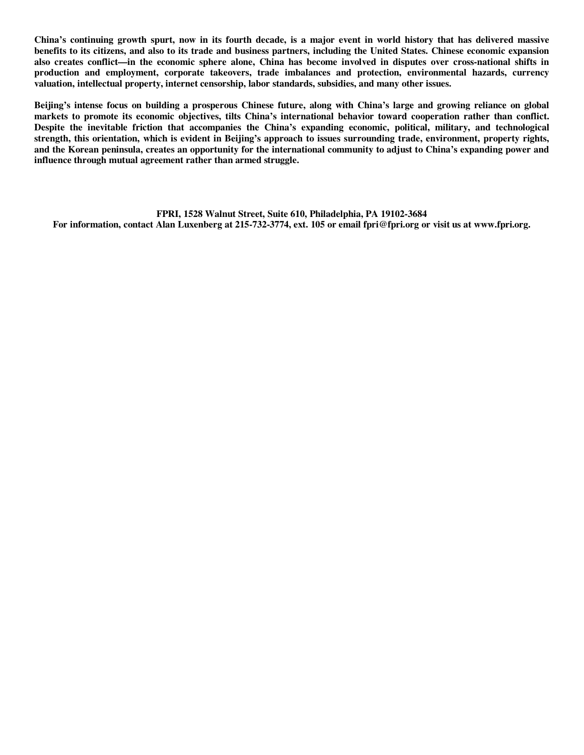**China's continuing growth spurt, now in its fourth decade, is a major event in world history that has delivered massive benefits to its citizens, and also to its trade and business partners, including the United States. Chinese economic expansion also creates conflict—in the economic sphere alone, China has become involved in disputes over cross-national shifts in production and employment, corporate takeovers, trade imbalances and protection, environmental hazards, currency valuation, intellectual property, internet censorship, labor standards, subsidies, and many other issues.**

**Beijing's intense focus on building a prosperous Chinese future, along with China's large and growing reliance on global markets to promote its economic objectives, tilts China's international behavior toward cooperation rather than conflict. Despite the inevitable friction that accompanies the China's expanding economic, political, military, and technological strength, this orientation, which is evident in Beijing's approach to issues surrounding trade, environment, property rights, and the Korean peninsula, creates an opportunity for the international community to adjust to China's expanding power and influence through mutual agreement rather than armed struggle.**

**FPRI, 1528 Walnut Street, Suite 610, Philadelphia, PA 19102-3684**
**For information, contact Alan Luxenberg at 215-732-3774, ext. 105 or email fpri@fpri.org or visit us at www.fpri.org.**